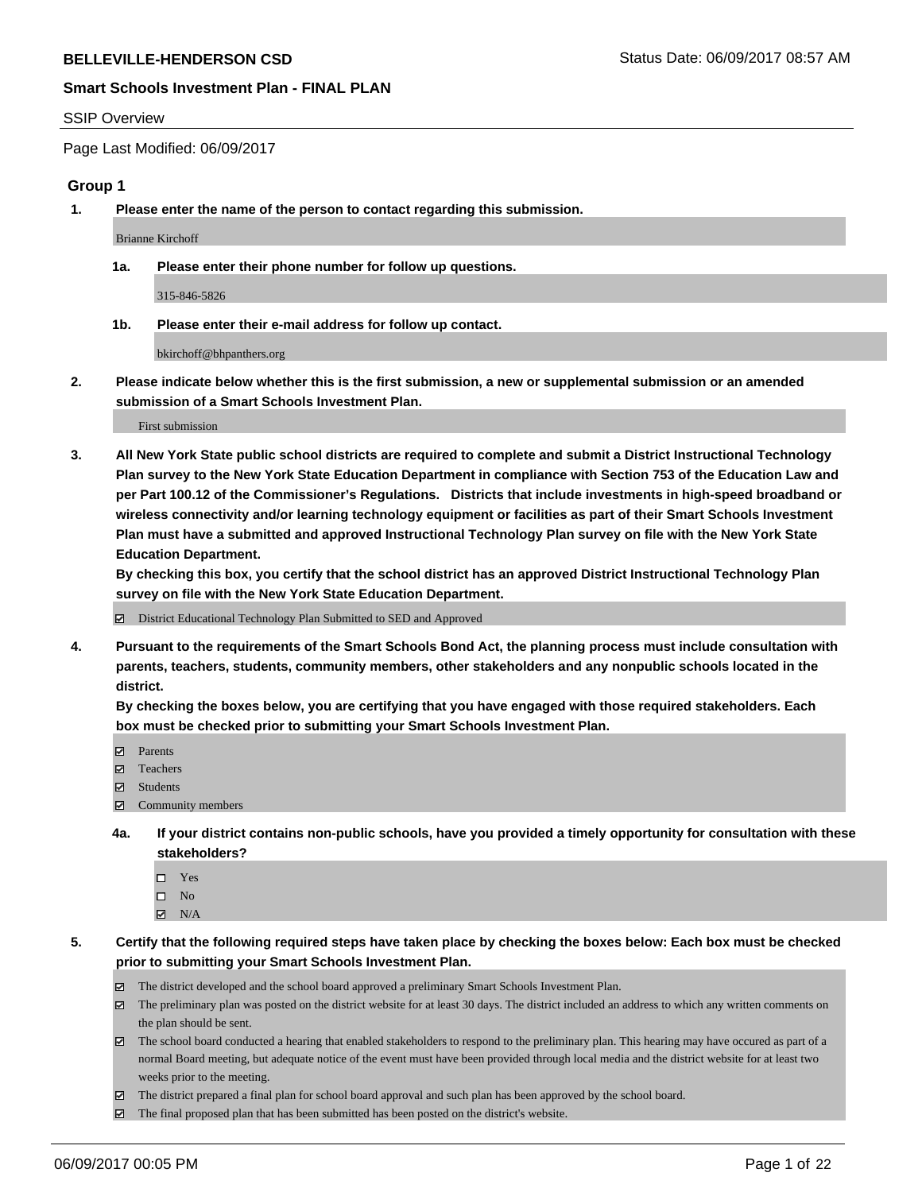**BELLEVILLE-HENDERSON CSD**

Status Date: 06/09/2017 08:57 AM

**Smart Schools Investment Plan - FINAL PLAN**

SSIP Overview

Page Last Modified: 06/09/2017

### Group 1

**1. Please enter the name of the person to contact regarding this submission.**

Brianne Kirchoff

**1a. Please enter their phone number for follow up questions.**

315-846-5826

**1b. Please enter their e-mail address for follow up contact.**

bkirchoff@bhpanthers.org

**2. Please indicate below whether this is the first submission, a new or supplemental submission or an amended submission of a Smart Schools Investment Plan.**

First submission

**3. All New York State public school districts are required to complete and submit a District Instructional Technology Plan survey to the New York State Education Department in compliance with Section 753 of the Education Law and per Part 100.12 of the Commissioner's Regulations. Districts that include investments in high-speed broadband or wireless connectivity and/or learning technology equipment or facilities as part of their Smart Schools Investment Plan must have a submitted and approved Instructional Technology Plan survey on file with the New York State Education Department.**
**By checking this box, you certify that the school district has an approved District Instructional Technology Plan survey on file with the New York State Education Department.**

- [x] District Educational Technology Plan Submitted to SED and Approved

**4. Pursuant to the requirements of the Smart Schools Bond Act, the planning process must include consultation with parents, teachers, students, community members, other stakeholders and any nonpublic schools located in the district.**
**By checking the boxes below, you are certifying that you have engaged with those required stakeholders. Each box must be checked prior to submitting your Smart Schools Investment Plan.**

- [x] Parents
- [x] Teachers
- [x] Students
- [x] Community members

**4a. If your district contains non-public schools, have you provided a timely opportunity for consultation with these stakeholders?**

- [ ] Yes
- [ ] No
- [x] N/A

**5. Certify that the following required steps have taken place by checking the boxes below: Each box must be checked prior to submitting your Smart Schools Investment Plan.**

- [x] The district developed and the school board approved a preliminary Smart Schools Investment Plan.
- [x] The preliminary plan was posted on the district website for at least 30 days. The district included an address to which any written comments on the plan should be sent.
- [x] The school board conducted a hearing that enabled stakeholders to respond to the preliminary plan. This hearing may have occured as part of a normal Board meeting, but adequate notice of the event must have been provided through local media and the district website for at least two weeks prior to the meeting.
- [x] The district prepared a final plan for school board approval and such plan has been approved by the school board.
- [x] The final proposed plan that has been submitted has been posted on the district's website.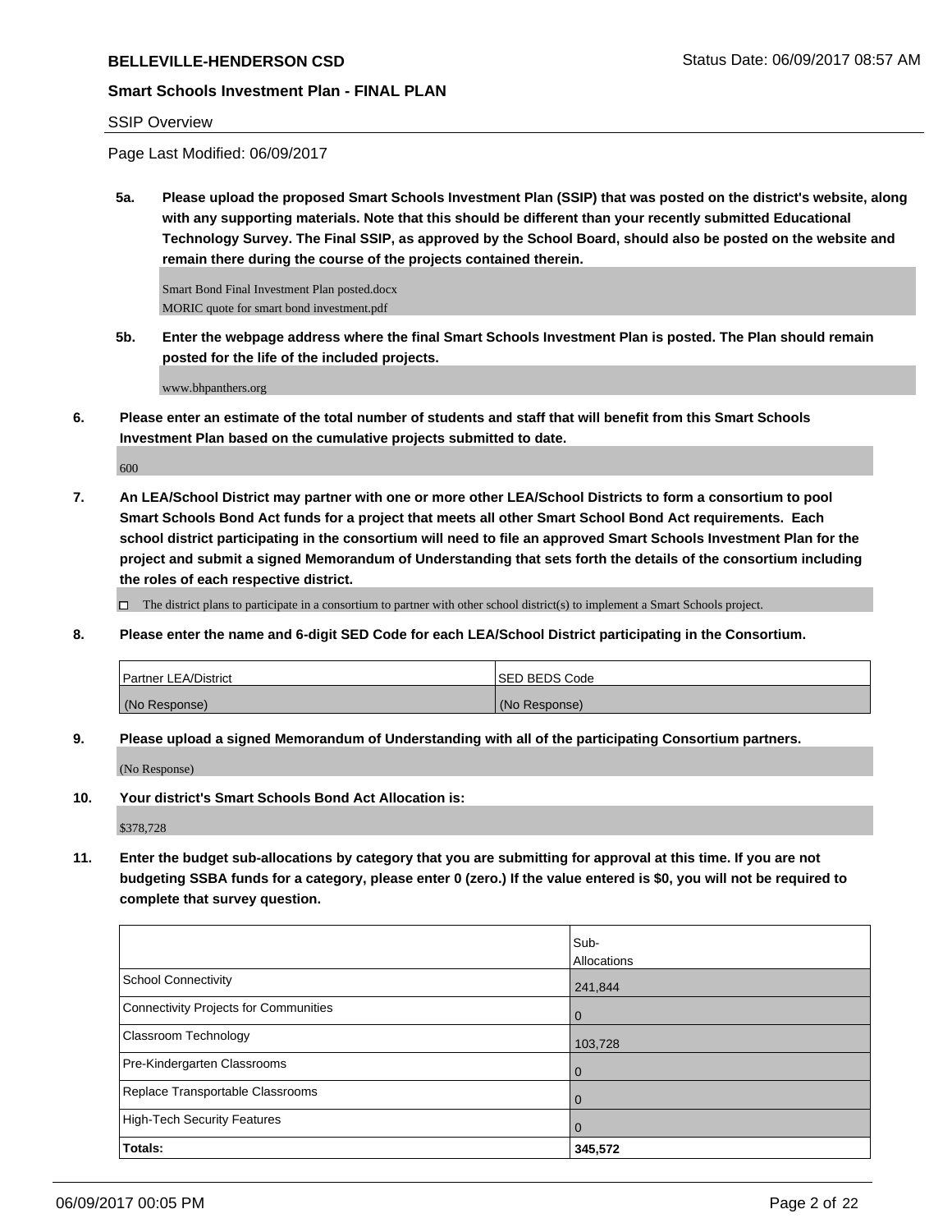**BELLEVILLE-HENDERSON CSD**

**Smart Schools Investment Plan - FINAL PLAN**

SSIP Overview

Page Last Modified: 06/09/2017

**5a. Please upload the proposed Smart Schools Investment Plan (SSIP) that was posted on the district's website, along with any supporting materials. Note that this should be different than your recently submitted Educational Technology Survey. The Final SSIP, as approved by the School Board, should also be posted on the website and remain there during the course of the projects contained therein.**

Smart Bond Final Investment Plan posted.docx
MORIC quote for smart bond investment.pdf

**5b. Enter the webpage address where the final Smart Schools Investment Plan is posted. The Plan should remain posted for the life of the included projects.**

www.bhpanthers.org

**6. Please enter an estimate of the total number of students and staff that will benefit from this Smart Schools Investment Plan based on the cumulative projects submitted to date.**

600

**7. An LEA/School District may partner with one or more other LEA/School Districts to form a consortium to pool Smart Schools Bond Act funds for a project that meets all other Smart School Bond Act requirements. Each school district participating in the consortium will need to file an approved Smart Schools Investment Plan for the project and submit a signed Memorandum of Understanding that sets forth the details of the consortium including the roles of each respective district.**

☐ The district plans to participate in a consortium to partner with other school district(s) to implement a Smart Schools project.

**8. Please enter the name and 6-digit SED Code for each LEA/School District participating in the Consortium.**

| Partner LEA/District | SED BEDS Code |
|---|---|
| (No Response) | (No Response) |

**9. Please upload a signed Memorandum of Understanding with all of the participating Consortium partners.**

(No Response)

**10. Your district's Smart Schools Bond Act Allocation is:**

$378,728

**11. Enter the budget sub-allocations by category that you are submitting for approval at this time. If you are not budgeting SSBA funds for a category, please enter 0 (zero.) If the value entered is $0, you will not be required to complete that survey question.**

| | Sub-Allocations |
|---|---|
| School Connectivity | 241,844 |
| Connectivity Projects for Communities | 0 |
| Classroom Technology | 103,728 |
| Pre-Kindergarten Classrooms | 0 |
| Replace Transportable Classrooms | 0 |
| High-Tech Security Features | 0 |
| **Totals:** | **345,572** |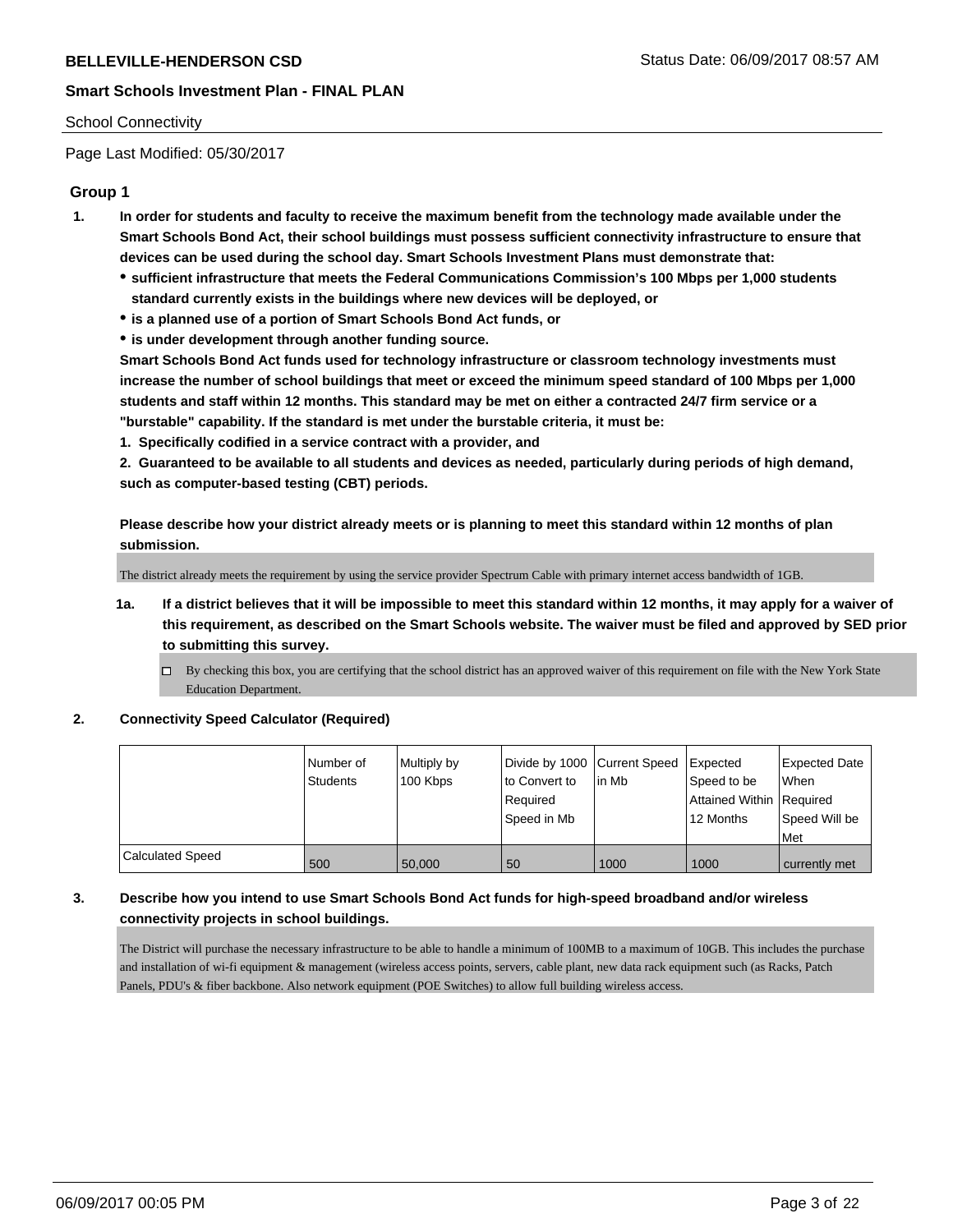School Connectivity

Page Last Modified: 05/30/2017

## Group 1

1. **In order for students and faculty to receive the maximum benefit from the technology made available under the Smart Schools Bond Act, their school buildings must possess sufficient connectivity infrastructure to ensure that devices can be used during the school day. Smart Schools Investment Plans must demonstrate that:**
   - **sufficient infrastructure that meets the Federal Communications Commission's 100 Mbps per 1,000 students standard currently exists in the buildings where new devices will be deployed, or**
   - **is a planned use of a portion of Smart Schools Bond Act funds, or**
   - **is under development through another funding source.**

   **Smart Schools Bond Act funds used for technology infrastructure or classroom technology investments must increase the number of school buildings that meet or exceed the minimum speed standard of 100 Mbps per 1,000 students and staff within 12 months. This standard may be met on either a contracted 24/7 firm service or a "burstable" capability. If the standard is met under the burstable criteria, it must be:**

   **1. Specifically codified in a service contract with a provider, and**

   **2. Guaranteed to be available to all students and devices as needed, particularly during periods of high demand, such as computer-based testing (CBT) periods.**

   **Please describe how your district already meets or is planning to meet this standard within 12 months of plan submission.**

   The district already meets the requirement by using the service provider Spectrum Cable with primary internet access bandwidth of 1GB.

   1a. **If a district believes that it will be impossible to meet this standard within 12 months, it may apply for a waiver of this requirement, as described on the Smart Schools website. The waiver must be filed and approved by SED prior to submitting this survey.**

   - [ ] By checking this box, you are certifying that the school district has an approved waiver of this requirement on file with the New York State Education Department.

2. **Connectivity Speed Calculator (Required)**

| | Number of Students | Multiply by 100 Kbps | Divide by 1000 to Convert to Required Speed in Mb | Current Speed in Mb | Expected Speed to be Attained Within 12 Months | Expected Date When Required Speed Will be Met |
|---|---|---|---|---|---|---|
| Calculated Speed | 500 | 50,000 | 50 | 1000 | 1000 | currently met |

3. **Describe how you intend to use Smart Schools Bond Act funds for high-speed broadband and/or wireless connectivity projects in school buildings.**

   The District will purchase the necessary infrastructure to be able to handle a minimum of 100MB to a maximum of 10GB. This includes the purchase and installation of wi-fi equipment & management (wireless access points, servers, cable plant, new data rack equipment such (as Racks, Patch Panels, PDU's & fiber backbone. Also network equipment (POE Switches) to allow full building wireless access.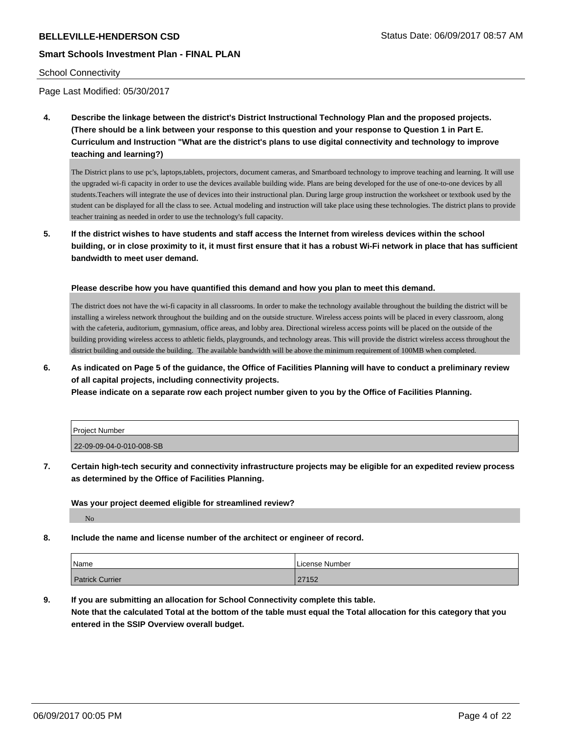School Connectivity

Page Last Modified: 05/30/2017

**4. Describe the linkage between the district's District Instructional Technology Plan and the proposed projects. (There should be a link between your response to this question and your response to Question 1 in Part E. Curriculum and Instruction "What are the district's plans to use digital connectivity and technology to improve teaching and learning?)**

The District plans to use pc's, laptops,tablets, projectors, document cameras, and Smartboard technology to improve teaching and learning. It will use the upgraded wi-fi capacity in order to use the devices available building wide. Plans are being developed for the use of one-to-one devices by all students.Teachers will integrate the use of devices into their instructional plan. During large group instruction the worksheet or textbook used by the student can be displayed for all the class to see. Actual modeling and instruction will take place using these technologies. The district plans to provide teacher training as needed in order to use the technology's full capacity.

**5. If the district wishes to have students and staff access the Internet from wireless devices within the school building, or in close proximity to it, it must first ensure that it has a robust Wi-Fi network in place that has sufficient bandwidth to meet user demand.**

**Please describe how you have quantified this demand and how you plan to meet this demand.**

The district does not have the wi-fi capacity in all classrooms. In order to make the technology available throughout the building the district will be installing a wireless network throughout the building and on the outside structure. Wireless access points will be placed in every classroom, along with the cafeteria, auditorium, gymnasium, office areas, and lobby area. Directional wireless access points will be placed on the outside of the building providing wireless access to athletic fields, playgrounds, and technology areas. This will provide the district wireless access throughout the district building and outside the building. The available bandwidth will be above the minimum requirement of 100MB when completed.

**6. As indicated on Page 5 of the guidance, the Office of Facilities Planning will have to conduct a preliminary review of all capital projects, including connectivity projects.**
**Please indicate on a separate row each project number given to you by the Office of Facilities Planning.**

| Project Number |
| --- |
| 22-09-09-04-0-010-008-SB |

**7. Certain high-tech security and connectivity infrastructure projects may be eligible for an expedited review process as determined by the Office of Facilities Planning.**

**Was your project deemed eligible for streamlined review?**

No

**8. Include the name and license number of the architect or engineer of record.**

| Name | License Number |
| --- | --- |
| Patrick Currier | 27152 |

**9. If you are submitting an allocation for School Connectivity complete this table.**
**Note that the calculated Total at the bottom of the table must equal the Total allocation for this category that you entered in the SSIP Overview overall budget.**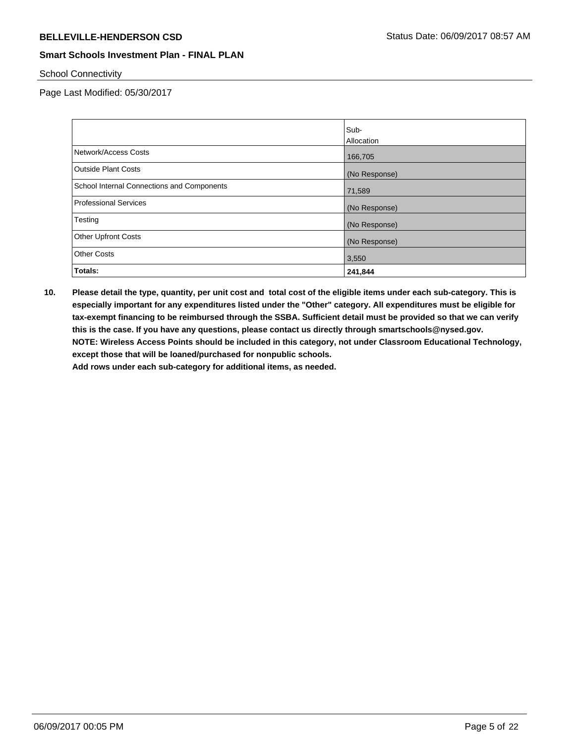School Connectivity

Page Last Modified: 05/30/2017

| | Sub-Allocation |
|---|---|
| Network/Access Costs | 166,705 |
| Outside Plant Costs | (No Response) |
| School Internal Connections and Components | 71,589 |
| Professional Services | (No Response) |
| Testing | (No Response) |
| Other Upfront Costs | (No Response) |
| Other Costs | 3,550 |
| **Totals:** | **241,844** |

**10. Please detail the type, quantity, per unit cost and total cost of the eligible items under each sub-category. This is especially important for any expenditures listed under the "Other" category. All expenditures must be eligible for tax-exempt financing to be reimbursed through the SSBA. Sufficient detail must be provided so that we can verify this is the case. If you have any questions, please contact us directly through smartschools@nysed.gov.**
**NOTE: Wireless Access Points should be included in this category, not under Classroom Educational Technology, except those that will be loaned/purchased for nonpublic schools.**
**Add rows under each sub-category for additional items, as needed.**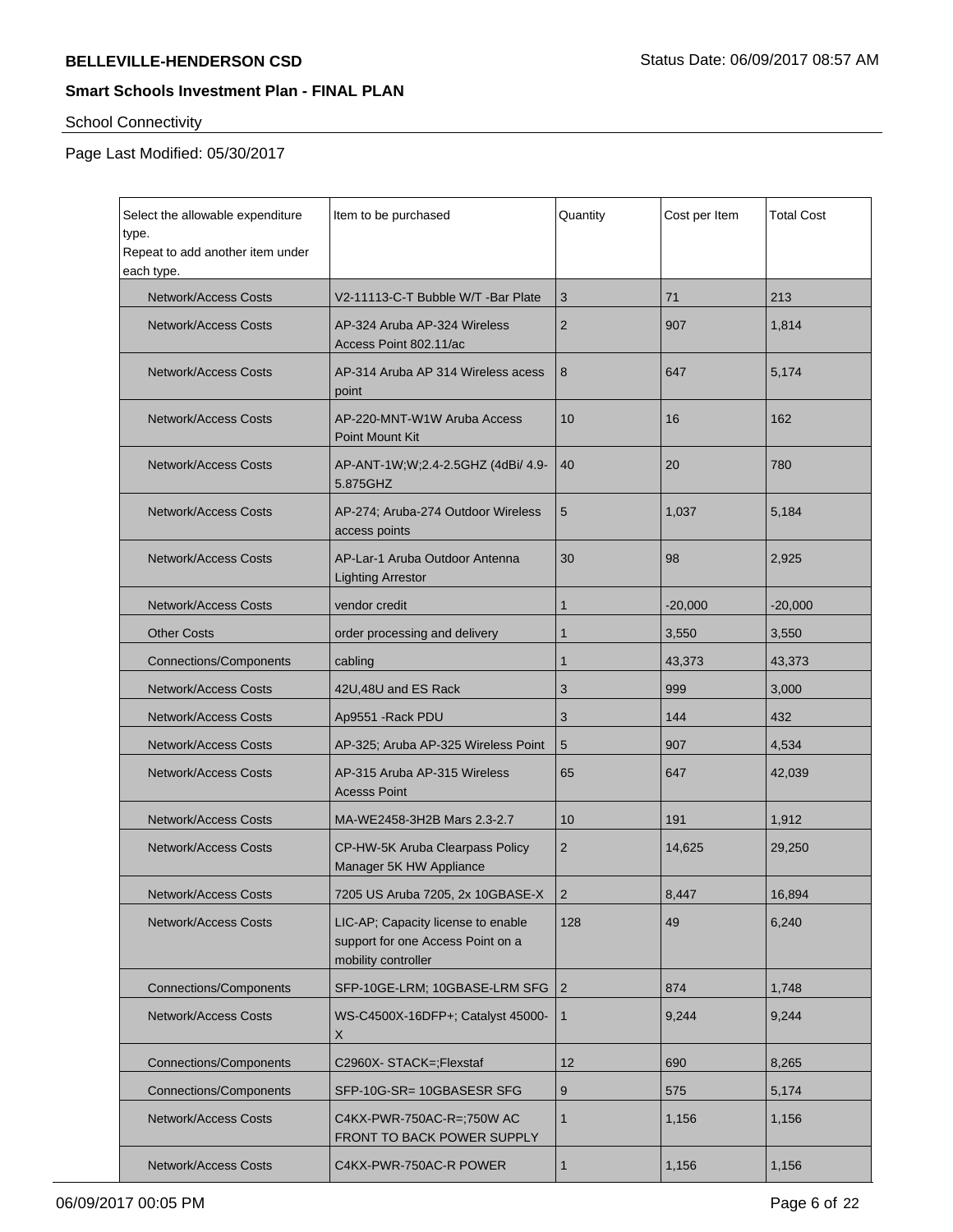**BELLEVILLE-HENDERSON CSD**

**Smart Schools Investment Plan - FINAL PLAN**

School Connectivity

Page Last Modified: 05/30/2017

| Select the allowable expenditure type. Repeat to add another item under each type. | Item to be purchased | Quantity | Cost per Item | Total Cost |
|---|---|---|---|---|
| Network/Access Costs | V2-11113-C-T Bubble W/T -Bar Plate | 3 | 71 | 213 |
| Network/Access Costs | AP-324 Aruba AP-324 Wireless Access Point 802.11/ac | 2 | 907 | 1,814 |
| Network/Access Costs | AP-314 Aruba AP 314 Wireless acess point | 8 | 647 | 5,174 |
| Network/Access Costs | AP-220-MNT-W1W Aruba Access Point Mount Kit | 10 | 16 | 162 |
| Network/Access Costs | AP-ANT-1W;W;2.4-2.5GHZ (4dBi/ 4.9-5.875GHZ | 40 | 20 | 780 |
| Network/Access Costs | AP-274; Aruba-274 Outdoor Wireless access points | 5 | 1,037 | 5,184 |
| Network/Access Costs | AP-Lar-1 Aruba Outdoor Antenna Lighting Arrestor | 30 | 98 | 2,925 |
| Network/Access Costs | vendor credit | 1 | -20,000 | -20,000 |
| Other Costs | order processing and delivery | 1 | 3,550 | 3,550 |
| Connections/Components | cabling | 1 | 43,373 | 43,373 |
| Network/Access Costs | 42U,48U and ES Rack | 3 | 999 | 3,000 |
| Network/Access Costs | Ap9551 -Rack PDU | 3 | 144 | 432 |
| Network/Access Costs | AP-325; Aruba AP-325 Wireless Point | 5 | 907 | 4,534 |
| Network/Access Costs | AP-315 Aruba AP-315 Wireless Acesss Point | 65 | 647 | 42,039 |
| Network/Access Costs | MA-WE2458-3H2B Mars 2.3-2.7 | 10 | 191 | 1,912 |
| Network/Access Costs | CP-HW-5K Aruba Clearpass Policy Manager 5K HW Appliance | 2 | 14,625 | 29,250 |
| Network/Access Costs | 7205 US Aruba 7205, 2x 10GBASE-X | 2 | 8,447 | 16,894 |
| Network/Access Costs | LIC-AP; Capacity license to enable support for one Access Point on a mobility controller | 128 | 49 | 6,240 |
| Connections/Components | SFP-10GE-LRM; 10GBASE-LRM SFG | 2 | 874 | 1,748 |
| Network/Access Costs | WS-C4500X-16DFP+; Catalyst 45000-X | 1 | 9,244 | 9,244 |
| Connections/Components | C2960X- STACK=;Flexstaf | 12 | 690 | 8,265 |
| Connections/Components | SFP-10G-SR= 10GBASESR SFG | 9 | 575 | 5,174 |
| Network/Access Costs | C4KX-PWR-750AC-R=;750W AC FRONT TO BACK POWER SUPPLY | 1 | 1,156 | 1,156 |
| Network/Access Costs | C4KX-PWR-750AC-R POWER | 1 | 1,156 | 1,156 |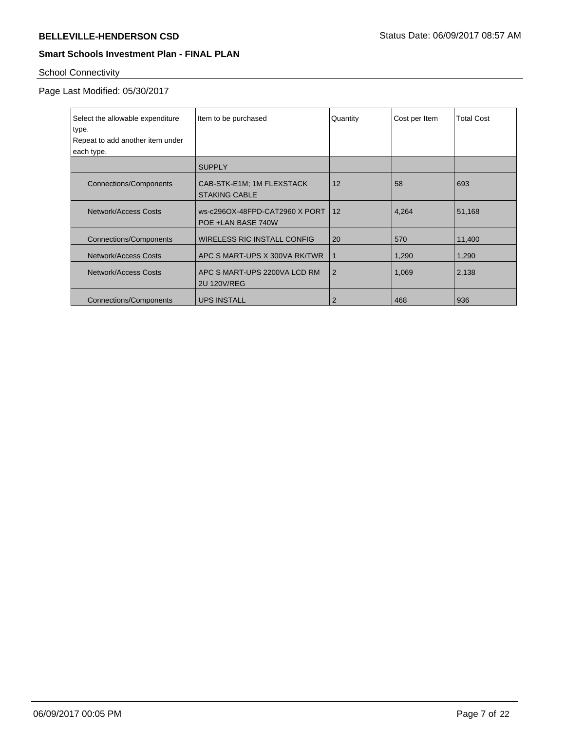**BELLEVILLE-HENDERSON CSD** Status Date: 06/09/2017 08:57 AM

**Smart Schools Investment Plan - FINAL PLAN**

School Connectivity

Page Last Modified: 05/30/2017

| Select the allowable expenditure type. Repeat to add another item under each type. | Item to be purchased | Quantity | Cost per Item | Total Cost |
|---|---|---|---|---|
| | SUPPLY | | | |
| Connections/Components | CAB-STK-E1M; 1M FLEXSTACK STAKING CABLE | 12 | 58 | 693 |
| Network/Access Costs | ws-c296OX-48FPD-CAT2960 X PORT POE +LAN BASE 740W | 12 | 4,264 | 51,168 |
| Connections/Components | WIRELESS RIC INSTALL CONFIG | 20 | 570 | 11,400 |
| Network/Access Costs | APC S MART-UPS X 300VA RK/TWR | 1 | 1,290 | 1,290 |
| Network/Access Costs | APC S MART-UPS 2200VA LCD RM 2U 120V/REG | 2 | 1,069 | 2,138 |
| Connections/Components | UPS INSTALL | 2 | 468 | 936 |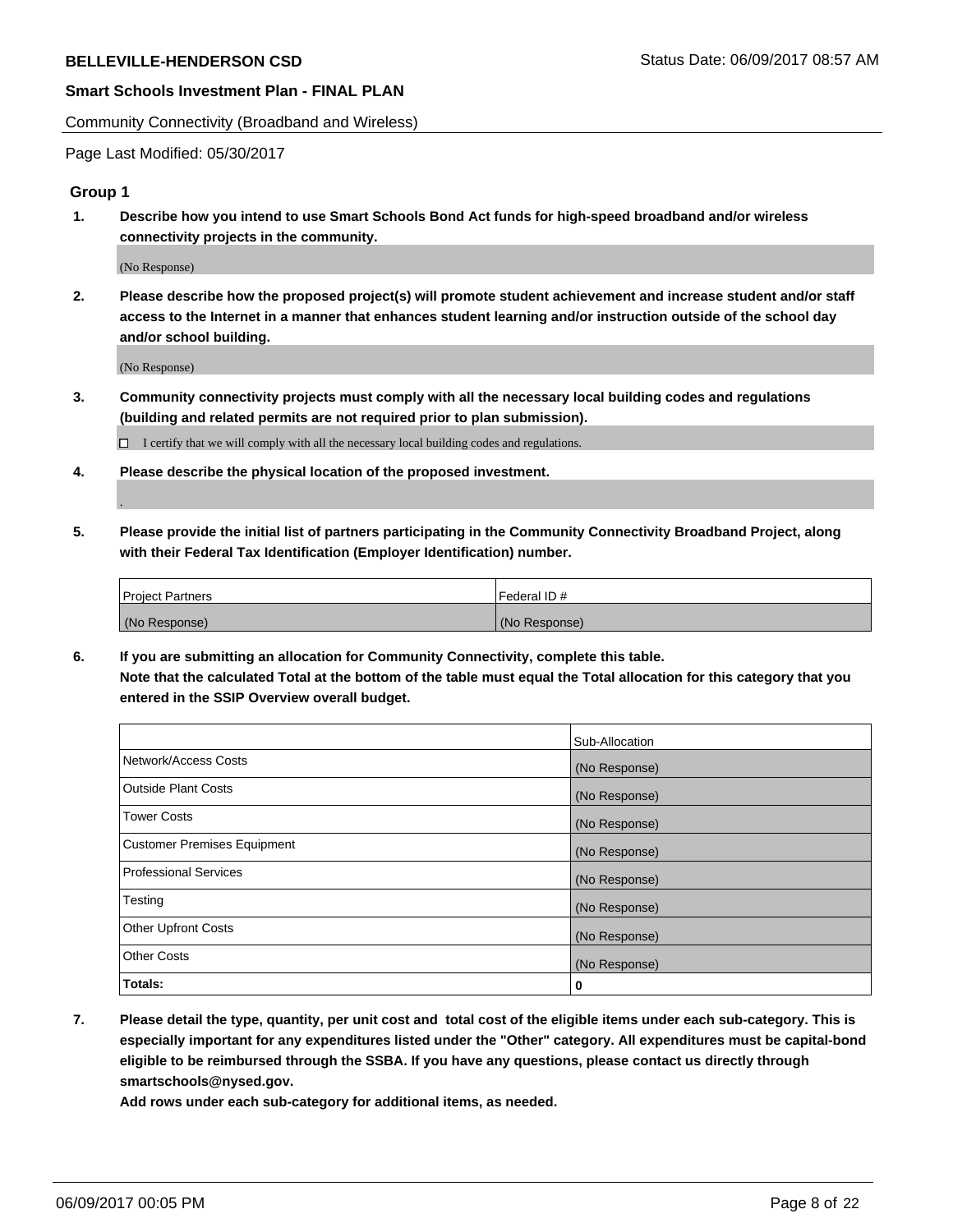Community Connectivity (Broadband and Wireless)

Page Last Modified: 05/30/2017

### Group 1

**1. Describe how you intend to use Smart Schools Bond Act funds for high-speed broadband and/or wireless connectivity projects in the community.**

(No Response)

**2. Please describe how the proposed project(s) will promote student achievement and increase student and/or staff access to the Internet in a manner that enhances student learning and/or instruction outside of the school day and/or school building.**

(No Response)

**3. Community connectivity projects must comply with all the necessary local building codes and regulations (building and related permits are not required prior to plan submission).**

☐ I certify that we will comply with all the necessary local building codes and regulations.

**4. Please describe the physical location of the proposed investment.**

.

**5. Please provide the initial list of partners participating in the Community Connectivity Broadband Project, along with their Federal Tax Identification (Employer Identification) number.**

| Project Partners | Federal ID # |
| --- | --- |
| (No Response) | (No Response) |

**6. If you are submitting an allocation for Community Connectivity, complete this table.**
**Note that the calculated Total at the bottom of the table must equal the Total allocation for this category that you entered in the SSIP Overview overall budget.**

| | Sub-Allocation |
| --- | --- |
| Network/Access Costs | (No Response) |
| Outside Plant Costs | (No Response) |
| Tower Costs | (No Response) |
| Customer Premises Equipment | (No Response) |
| Professional Services | (No Response) |
| Testing | (No Response) |
| Other Upfront Costs | (No Response) |
| Other Costs | (No Response) |
| **Totals:** | **0** |

**7. Please detail the type, quantity, per unit cost and total cost of the eligible items under each sub-category. This is especially important for any expenditures listed under the "Other" category. All expenditures must be capital-bond eligible to be reimbursed through the SSBA. If you have any questions, please contact us directly through smartschools@nysed.gov.**
**Add rows under each sub-category for additional items, as needed.**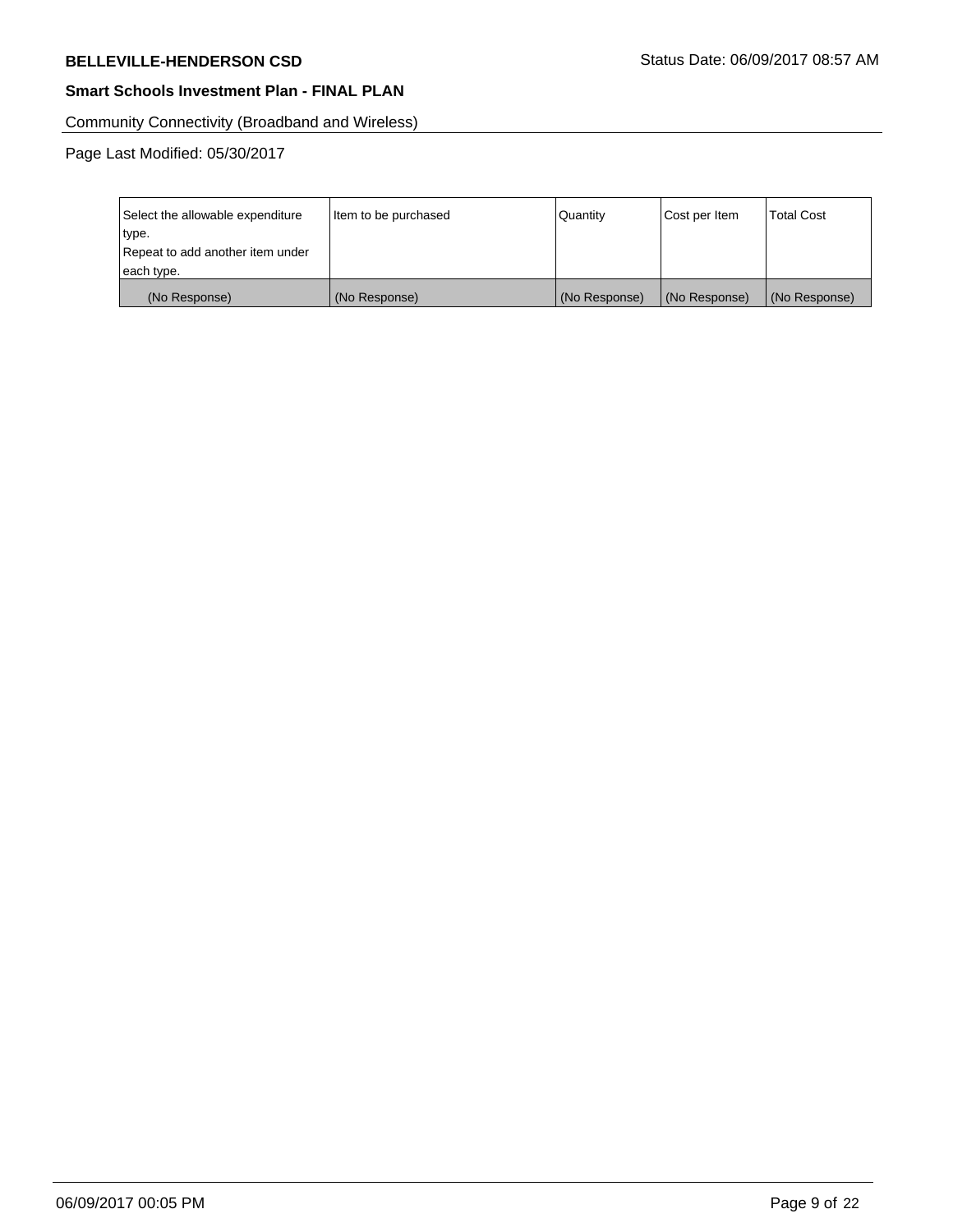Community Connectivity (Broadband and Wireless)

Page Last Modified: 05/30/2017

| Select the allowable expenditure type. Repeat to add another item under each type. | Item to be purchased | Quantity | Cost per Item | Total Cost |
|---|---|---|---|---|
| (No Response) | (No Response) | (No Response) | (No Response) | (No Response) |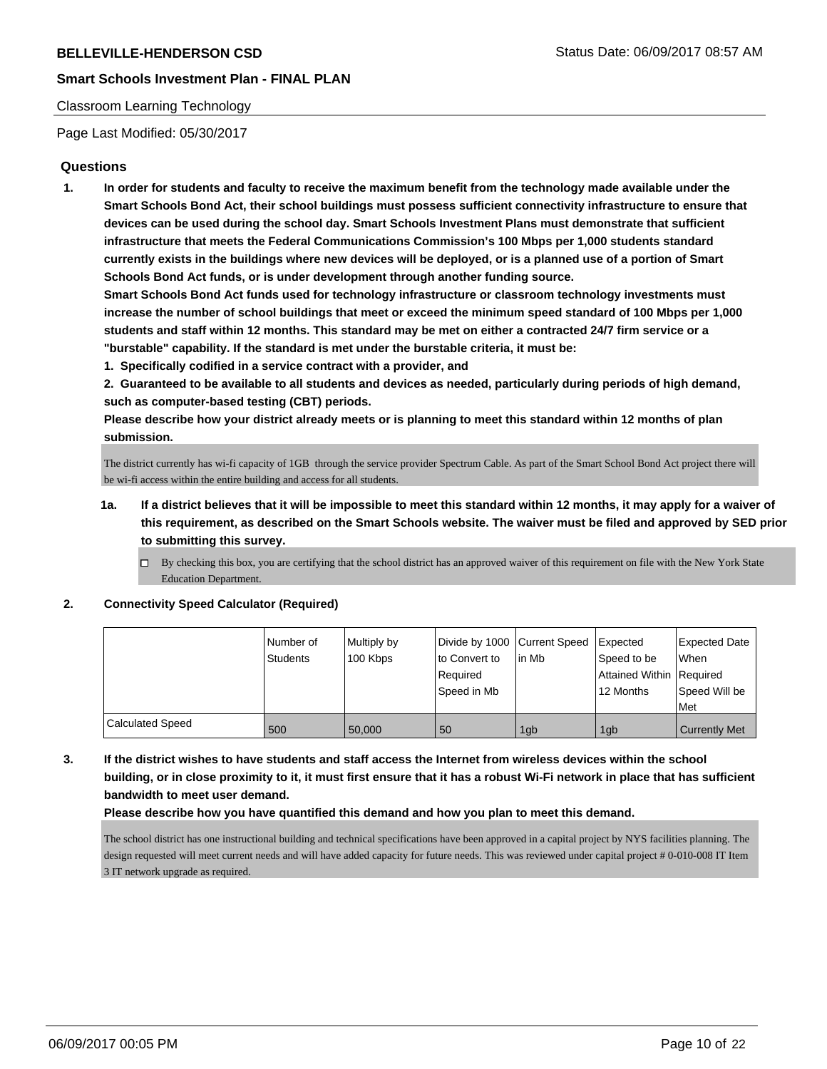Classroom Learning Technology

Page Last Modified: 05/30/2017

## Questions

**1. In order for students and faculty to receive the maximum benefit from the technology made available under the Smart Schools Bond Act, their school buildings must possess sufficient connectivity infrastructure to ensure that devices can be used during the school day. Smart Schools Investment Plans must demonstrate that sufficient infrastructure that meets the Federal Communications Commission's 100 Mbps per 1,000 students standard currently exists in the buildings where new devices will be deployed, or is a planned use of a portion of Smart Schools Bond Act funds, or is under development through another funding source.**

**Smart Schools Bond Act funds used for technology infrastructure or classroom technology investments must increase the number of school buildings that meet or exceed the minimum speed standard of 100 Mbps per 1,000 students and staff within 12 months. This standard may be met on either a contracted 24/7 firm service or a "burstable" capability. If the standard is met under the burstable criteria, it must be:**

**1. Specifically codified in a service contract with a provider, and**

**2. Guaranteed to be available to all students and devices as needed, particularly during periods of high demand, such as computer-based testing (CBT) periods.**

**Please describe how your district already meets or is planning to meet this standard within 12 months of plan submission.**

The district currently has wi-fi capacity of 1GB through the service provider Spectrum Cable. As part of the Smart School Bond Act project there will be wi-fi access within the entire building and access for all students.

**1a. If a district believes that it will be impossible to meet this standard within 12 months, it may apply for a waiver of this requirement, as described on the Smart Schools website. The waiver must be filed and approved by SED prior to submitting this survey.**

☐ By checking this box, you are certifying that the school district has an approved waiver of this requirement on file with the New York State Education Department.

**2. Connectivity Speed Calculator (Required)**

| | Number of Students | Multiply by 100 Kbps | Divide by 1000 to Convert to Required Speed in Mb | Current Speed in Mb | Expected Speed to be Attained Within 12 Months | Expected Date When Required Speed Will be Met |
|---|---|---|---|---|---|---|
| Calculated Speed | 500 | 50,000 | 50 | 1gb | 1gb | Currently Met |

**3. If the district wishes to have students and staff access the Internet from wireless devices within the school building, or in close proximity to it, it must first ensure that it has a robust Wi-Fi network in place that has sufficient bandwidth to meet user demand.**

**Please describe how you have quantified this demand and how you plan to meet this demand.**

The school district has one instructional building and technical specifications have been approved in a capital project by NYS facilities planning. The design requested will meet current needs and will have added capacity for future needs. This was reviewed under capital project # 0-010-008 IT Item 3 IT network upgrade as required.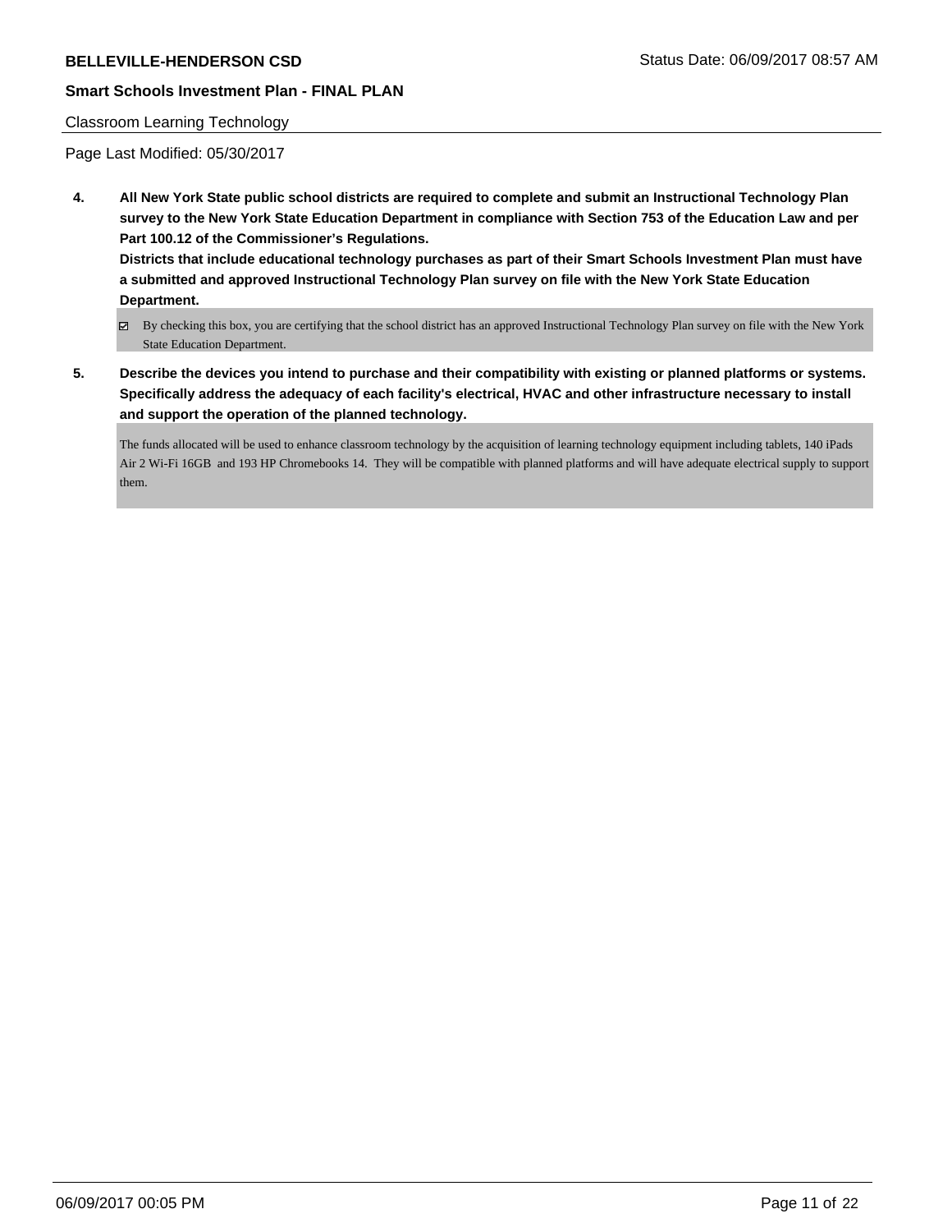Classroom Learning Technology

Page Last Modified: 05/30/2017

**4. All New York State public school districts are required to complete and submit an Instructional Technology Plan survey to the New York State Education Department in compliance with Section 753 of the Education Law and per Part 100.12 of the Commissioner's Regulations.**
**Districts that include educational technology purchases as part of their Smart Schools Investment Plan must have a submitted and approved Instructional Technology Plan survey on file with the New York State Education Department.**

☑ By checking this box, you are certifying that the school district has an approved Instructional Technology Plan survey on file with the New York State Education Department.

**5. Describe the devices you intend to purchase and their compatibility with existing or planned platforms or systems. Specifically address the adequacy of each facility's electrical, HVAC and other infrastructure necessary to install and support the operation of the planned technology.**

The funds allocated will be used to enhance classroom technology by the acquisition of learning technology equipment including tablets, 140 iPads Air 2 Wi-Fi 16GB and 193 HP Chromebooks 14. They will be compatible with planned platforms and will have adequate electrical supply to support them.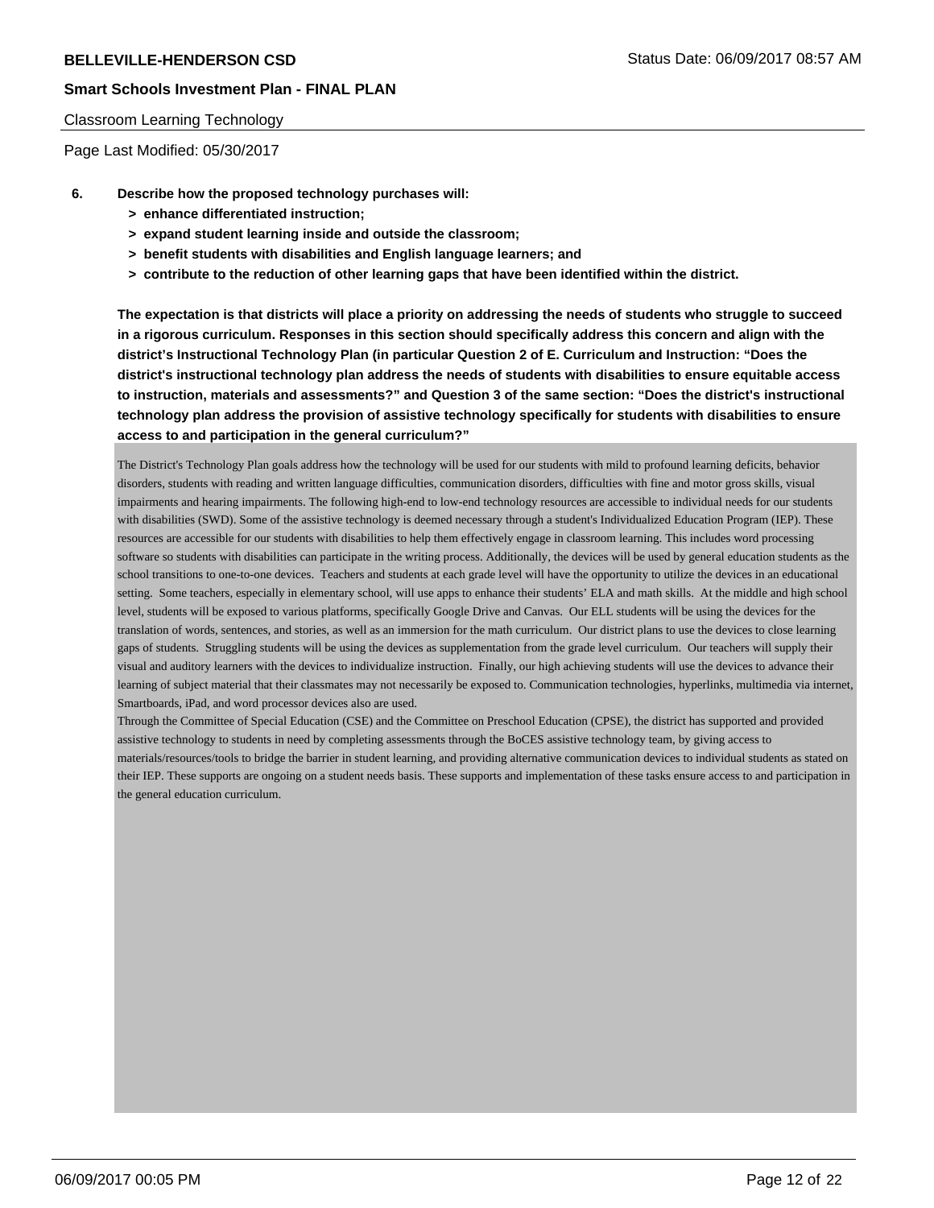Classroom Learning Technology

Page Last Modified: 05/30/2017

**6. Describe how the proposed technology purchases will:**

- **> enhance differentiated instruction;**
- **> expand student learning inside and outside the classroom;**
- **> benefit students with disabilities and English language learners; and**
- **> contribute to the reduction of other learning gaps that have been identified within the district.**

**The expectation is that districts will place a priority on addressing the needs of students who struggle to succeed in a rigorous curriculum. Responses in this section should specifically address this concern and align with the district's Instructional Technology Plan (in particular Question 2 of E. Curriculum and Instruction: "Does the district's instructional technology plan address the needs of students with disabilities to ensure equitable access to instruction, materials and assessments?" and Question 3 of the same section: "Does the district's instructional technology plan address the provision of assistive technology specifically for students with disabilities to ensure access to and participation in the general curriculum?"**

The District's Technology Plan goals address how the technology will be used for our students with mild to profound learning deficits, behavior disorders, students with reading and written language difficulties, communication disorders, difficulties with fine and motor gross skills, visual impairments and hearing impairments. The following high-end to low-end technology resources are accessible to individual needs for our students with disabilities (SWD). Some of the assistive technology is deemed necessary through a student's Individualized Education Program (IEP). These resources are accessible for our students with disabilities to help them effectively engage in classroom learning. This includes word processing software so students with disabilities can participate in the writing process. Additionally, the devices will be used by general education students as the school transitions to one-to-one devices. Teachers and students at each grade level will have the opportunity to utilize the devices in an educational setting. Some teachers, especially in elementary school, will use apps to enhance their students' ELA and math skills. At the middle and high school level, students will be exposed to various platforms, specifically Google Drive and Canvas. Our ELL students will be using the devices for the translation of words, sentences, and stories, as well as an immersion for the math curriculum. Our district plans to use the devices to close learning gaps of students. Struggling students will be using the devices as supplementation from the grade level curriculum. Our teachers will supply their visual and auditory learners with the devices to individualize instruction. Finally, our high achieving students will use the devices to advance their learning of subject material that their classmates may not necessarily be exposed to. Communication technologies, hyperlinks, multimedia via internet, Smartboards, iPad, and word processor devices also are used.
Through the Committee of Special Education (CSE) and the Committee on Preschool Education (CPSE), the district has supported and provided assistive technology to students in need by completing assessments through the BoCES assistive technology team, by giving access to materials/resources/tools to bridge the barrier in student learning, and providing alternative communication devices to individual students as stated on their IEP. These supports are ongoing on a student needs basis. These supports and implementation of these tasks ensure access to and participation in the general education curriculum.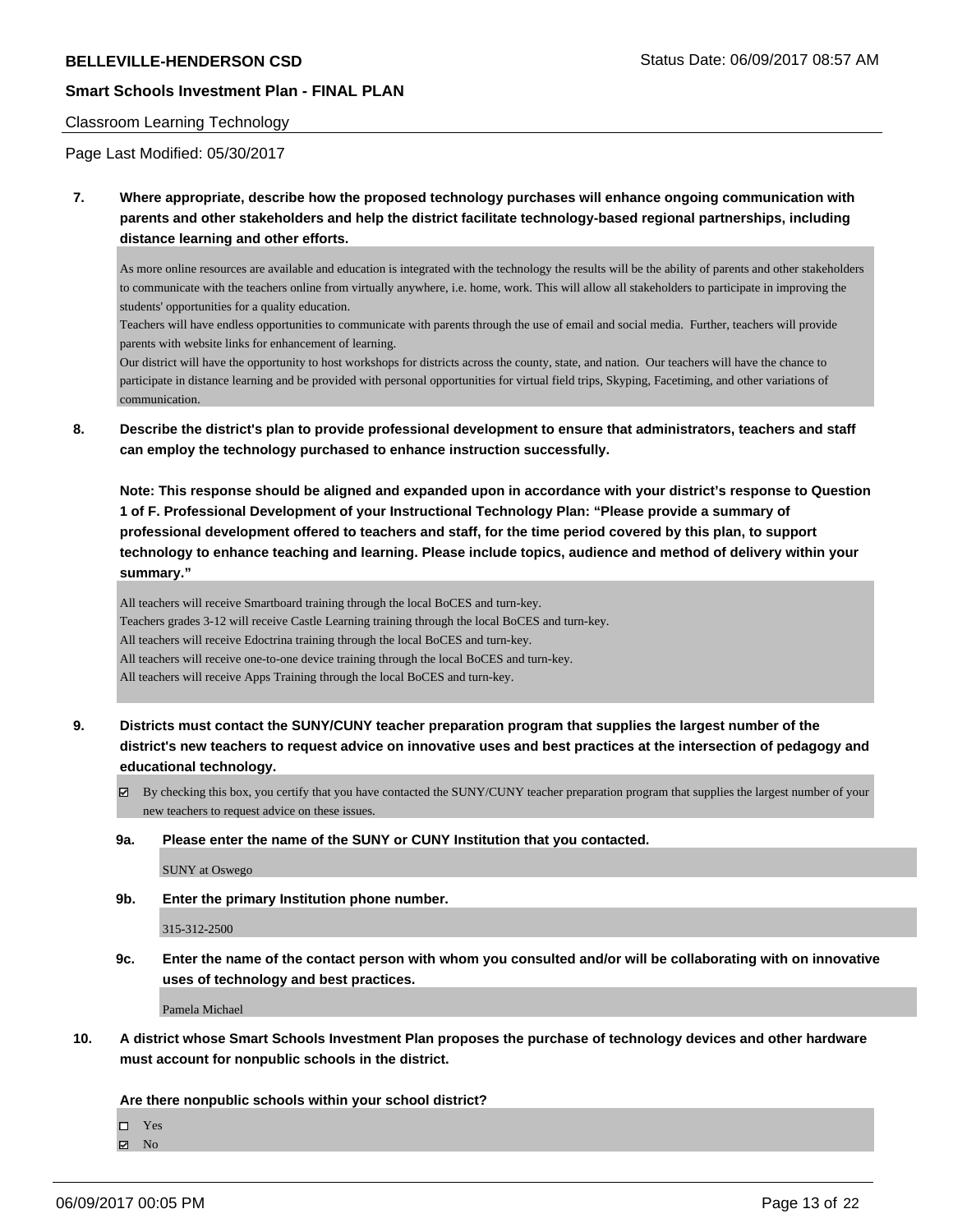Classroom Learning Technology

Page Last Modified: 05/30/2017

**7. Where appropriate, describe how the proposed technology purchases will enhance ongoing communication with parents and other stakeholders and help the district facilitate technology-based regional partnerships, including distance learning and other efforts.**

As more online resources are available and education is integrated with the technology the results will be the ability of parents and other stakeholders to communicate with the teachers online from virtually anywhere, i.e. home, work. This will allow all stakeholders to participate in improving the students' opportunities for a quality education.
Teachers will have endless opportunities to communicate with parents through the use of email and social media. Further, teachers will provide parents with website links for enhancement of learning.
Our district will have the opportunity to host workshops for districts across the county, state, and nation. Our teachers will have the chance to participate in distance learning and be provided with personal opportunities for virtual field trips, Skyping, Facetiming, and other variations of communication.

**8. Describe the district's plan to provide professional development to ensure that administrators, teachers and staff can employ the technology purchased to enhance instruction successfully.**

**Note: This response should be aligned and expanded upon in accordance with your district's response to Question 1 of F. Professional Development of your Instructional Technology Plan: "Please provide a summary of professional development offered to teachers and staff, for the time period covered by this plan, to support technology to enhance teaching and learning. Please include topics, audience and method of delivery within your summary."**

All teachers will receive Smartboard training through the local BoCES and turn-key.
Teachers grades 3-12 will receive Castle Learning training through the local BoCES and turn-key.
All teachers will receive Edoctrina training through the local BoCES and turn-key.
All teachers will receive one-to-one device training through the local BoCES and turn-key.
All teachers will receive Apps Training through the local BoCES and turn-key.

**9. Districts must contact the SUNY/CUNY teacher preparation program that supplies the largest number of the district's new teachers to request advice on innovative uses and best practices at the intersection of pedagogy and educational technology.**

☑ By checking this box, you certify that you have contacted the SUNY/CUNY teacher preparation program that supplies the largest number of your new teachers to request advice on these issues.

**9a. Please enter the name of the SUNY or CUNY Institution that you contacted.**

SUNY at Oswego

**9b. Enter the primary Institution phone number.**

315-312-2500

**9c. Enter the name of the contact person with whom you consulted and/or will be collaborating with on innovative uses of technology and best practices.**

Pamela Michael

**10. A district whose Smart Schools Investment Plan proposes the purchase of technology devices and other hardware must account for nonpublic schools in the district.**

**Are there nonpublic schools within your school district?**

☐ Yes
☑ No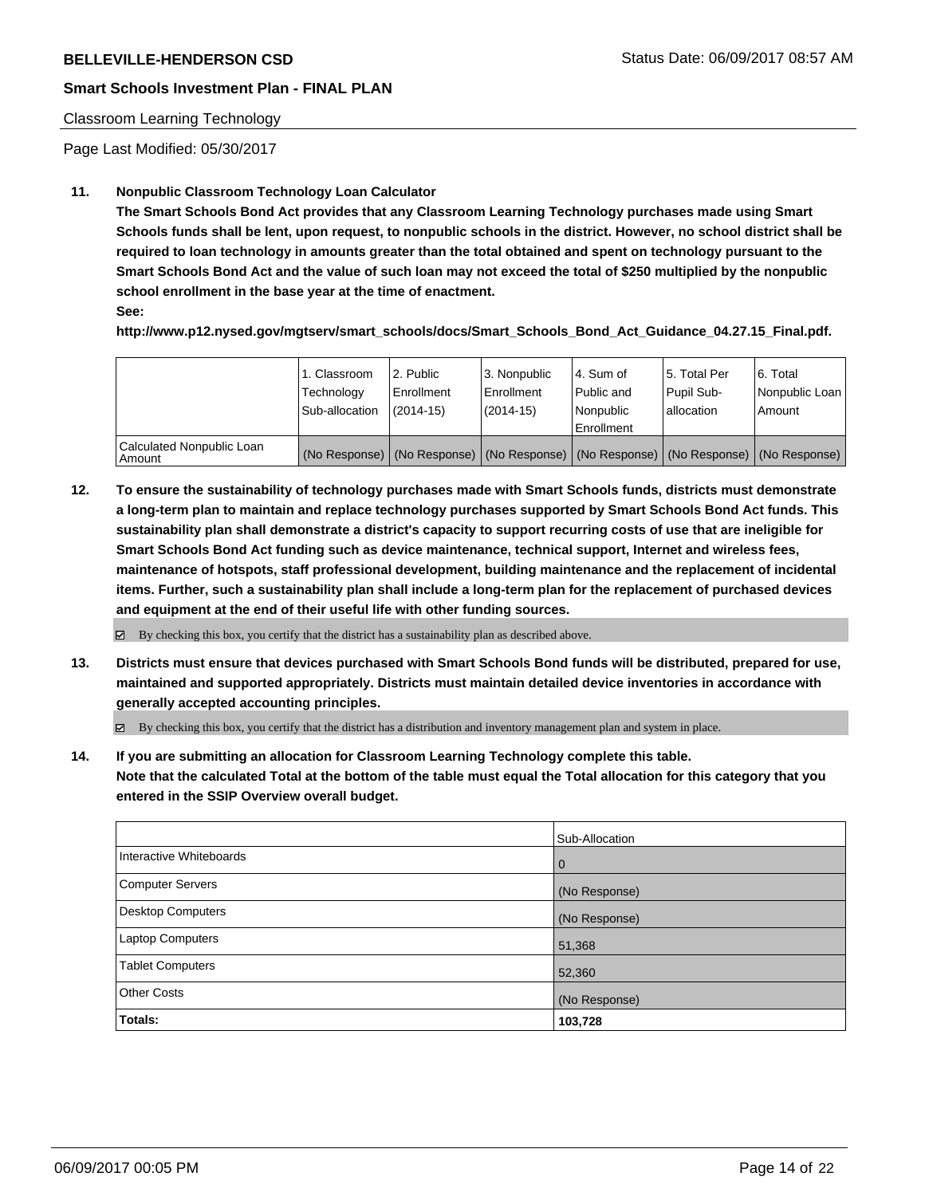Classroom Learning Technology

Page Last Modified: 05/30/2017

**11. Nonpublic Classroom Technology Loan Calculator**

**The Smart Schools Bond Act provides that any Classroom Learning Technology purchases made using Smart Schools funds shall be lent, upon request, to nonpublic schools in the district. However, no school district shall be required to loan technology in amounts greater than the total obtained and spent on technology pursuant to the Smart Schools Bond Act and the value of such loan may not exceed the total of $250 multiplied by the nonpublic school enrollment in the base year at the time of enactment.**

**See:**

**http://www.p12.nysed.gov/mgtserv/smart_schools/docs/Smart_Schools_Bond_Act_Guidance_04.27.15_Final.pdf.**

| | 1. Classroom Technology Sub-allocation | 2. Public Enrollment (2014-15) | 3. Nonpublic Enrollment (2014-15) | 4. Sum of Public and Nonpublic Enrollment | 5. Total Per Pupil Sub-allocation | 6. Total Nonpublic Loan Amount |
|---|---|---|---|---|---|---|
| Calculated Nonpublic Loan Amount | (No Response) | (No Response) | (No Response) | (No Response) | (No Response) | (No Response) |

**12. To ensure the sustainability of technology purchases made with Smart Schools funds, districts must demonstrate a long-term plan to maintain and replace technology purchases supported by Smart Schools Bond Act funds. This sustainability plan shall demonstrate a district's capacity to support recurring costs of use that are ineligible for Smart Schools Bond Act funding such as device maintenance, technical support, Internet and wireless fees, maintenance of hotspots, staff professional development, building maintenance and the replacement of incidental items. Further, such a sustainability plan shall include a long-term plan for the replacement of purchased devices and equipment at the end of their useful life with other funding sources.**

☑ By checking this box, you certify that the district has a sustainability plan as described above.

**13. Districts must ensure that devices purchased with Smart Schools Bond funds will be distributed, prepared for use, maintained and supported appropriately. Districts must maintain detailed device inventories in accordance with generally accepted accounting principles.**

☑ By checking this box, you certify that the district has a distribution and inventory management plan and system in place.

**14. If you are submitting an allocation for Classroom Learning Technology complete this table. Note that the calculated Total at the bottom of the table must equal the Total allocation for this category that you entered in the SSIP Overview overall budget.**

| | Sub-Allocation |
|---|---|
| Interactive Whiteboards | 0 |
| Computer Servers | (No Response) |
| Desktop Computers | (No Response) |
| Laptop Computers | 51,368 |
| Tablet Computers | 52,360 |
| Other Costs | (No Response) |
| **Totals:** | **103,728** |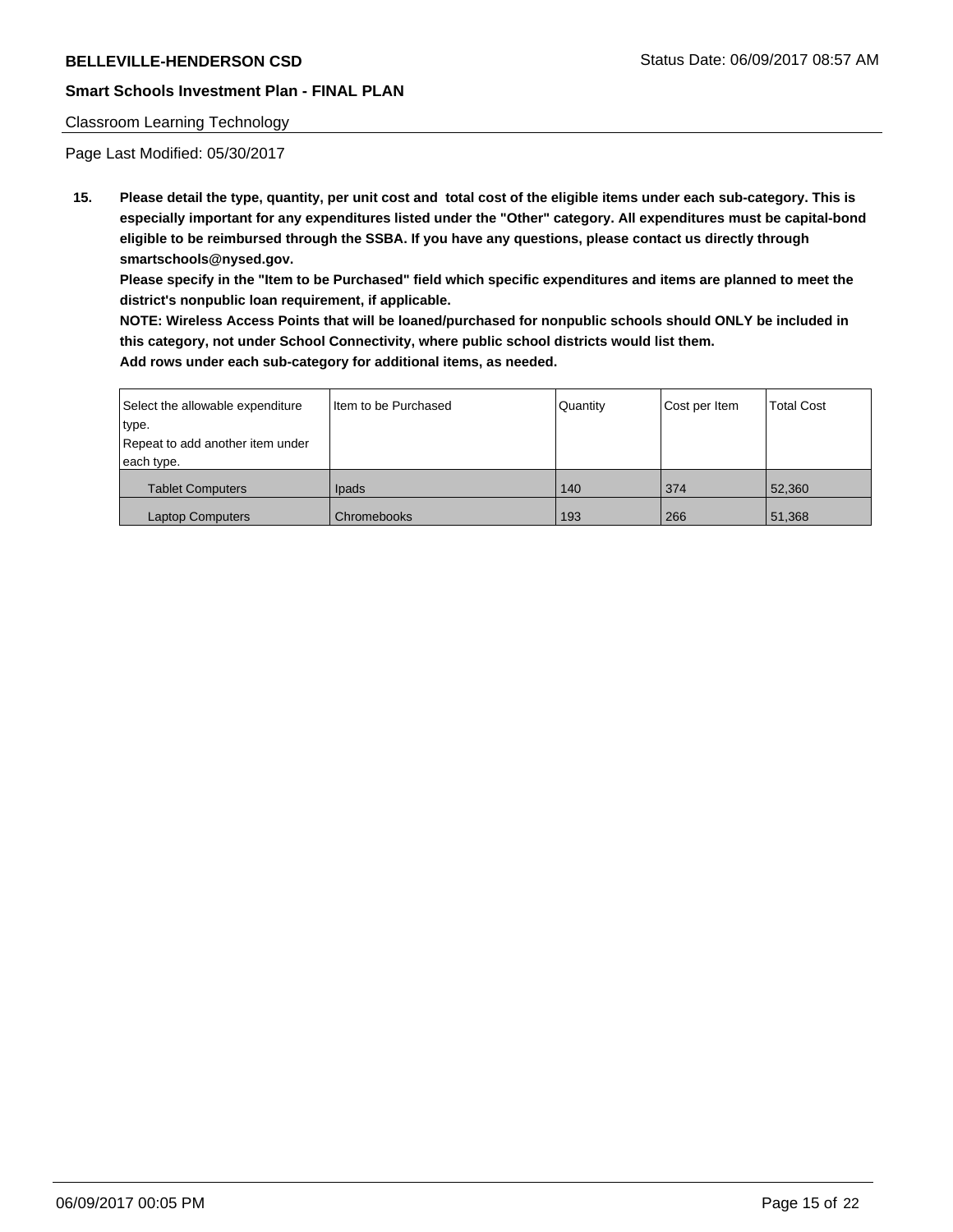Classroom Learning Technology

Page Last Modified: 05/30/2017

**15. Please detail the type, quantity, per unit cost and total cost of the eligible items under each sub-category. This is especially important for any expenditures listed under the "Other" category. All expenditures must be capital-bond eligible to be reimbursed through the SSBA. If you have any questions, please contact us directly through smartschools@nysed.gov.**

**Please specify in the "Item to be Purchased" field which specific expenditures and items are planned to meet the district's nonpublic loan requirement, if applicable.**

**NOTE: Wireless Access Points that will be loaned/purchased for nonpublic schools should ONLY be included in this category, not under School Connectivity, where public school districts would list them.**

**Add rows under each sub-category for additional items, as needed.**

| Select the allowable expenditure type. Repeat to add another item under each type. | Item to be Purchased | Quantity | Cost per Item | Total Cost |
|---|---|---|---|---|
| Tablet Computers | Ipads | 140 | 374 | 52,360 |
| Laptop Computers | Chromebooks | 193 | 266 | 51,368 |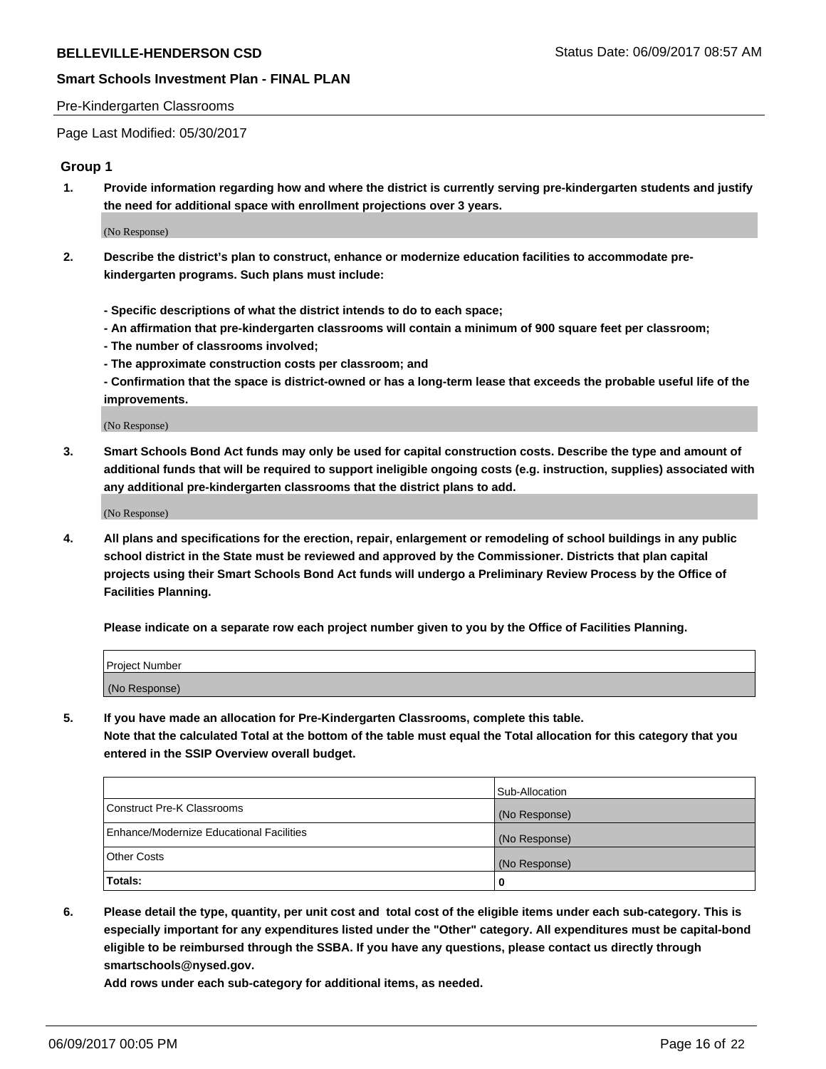Pre-Kindergarten Classrooms

Page Last Modified: 05/30/2017

## Group 1

1. **Provide information regarding how and where the district is currently serving pre-kindergarten students and justify the need for additional space with enrollment projections over 3 years.**

   (No Response)

2. **Describe the district's plan to construct, enhance or modernize education facilities to accommodate pre-kindergarten programs. Such plans must include:**

   **- Specific descriptions of what the district intends to do to each space;**
   **- An affirmation that pre-kindergarten classrooms will contain a minimum of 900 square feet per classroom;**
   **- The number of classrooms involved;**
   **- The approximate construction costs per classroom; and**
   **- Confirmation that the space is district-owned or has a long-term lease that exceeds the probable useful life of the improvements.**

   (No Response)

3. **Smart Schools Bond Act funds may only be used for capital construction costs. Describe the type and amount of additional funds that will be required to support ineligible ongoing costs (e.g. instruction, supplies) associated with any additional pre-kindergarten classrooms that the district plans to add.**

   (No Response)

4. **All plans and specifications for the erection, repair, enlargement or remodeling of school buildings in any public school district in the State must be reviewed and approved by the Commissioner. Districts that plan capital projects using their Smart Schools Bond Act funds will undergo a Preliminary Review Process by the Office of Facilities Planning.**

   **Please indicate on a separate row each project number given to you by the Office of Facilities Planning.**

| Project Number |
|---|
| (No Response) |

5. **If you have made an allocation for Pre-Kindergarten Classrooms, complete this table.**
   **Note that the calculated Total at the bottom of the table must equal the Total allocation for this category that you entered in the SSIP Overview overall budget.**

| | Sub-Allocation |
|---|---|
| Construct Pre-K Classrooms | (No Response) |
| Enhance/Modernize Educational Facilities | (No Response) |
| Other Costs | (No Response) |
| **Totals:** | 0 |

6. **Please detail the type, quantity, per unit cost and total cost of the eligible items under each sub-category. This is especially important for any expenditures listed under the "Other" category. All expenditures must be capital-bond eligible to be reimbursed through the SSBA. If you have any questions, please contact us directly through smartschools@nysed.gov.**
   **Add rows under each sub-category for additional items, as needed.**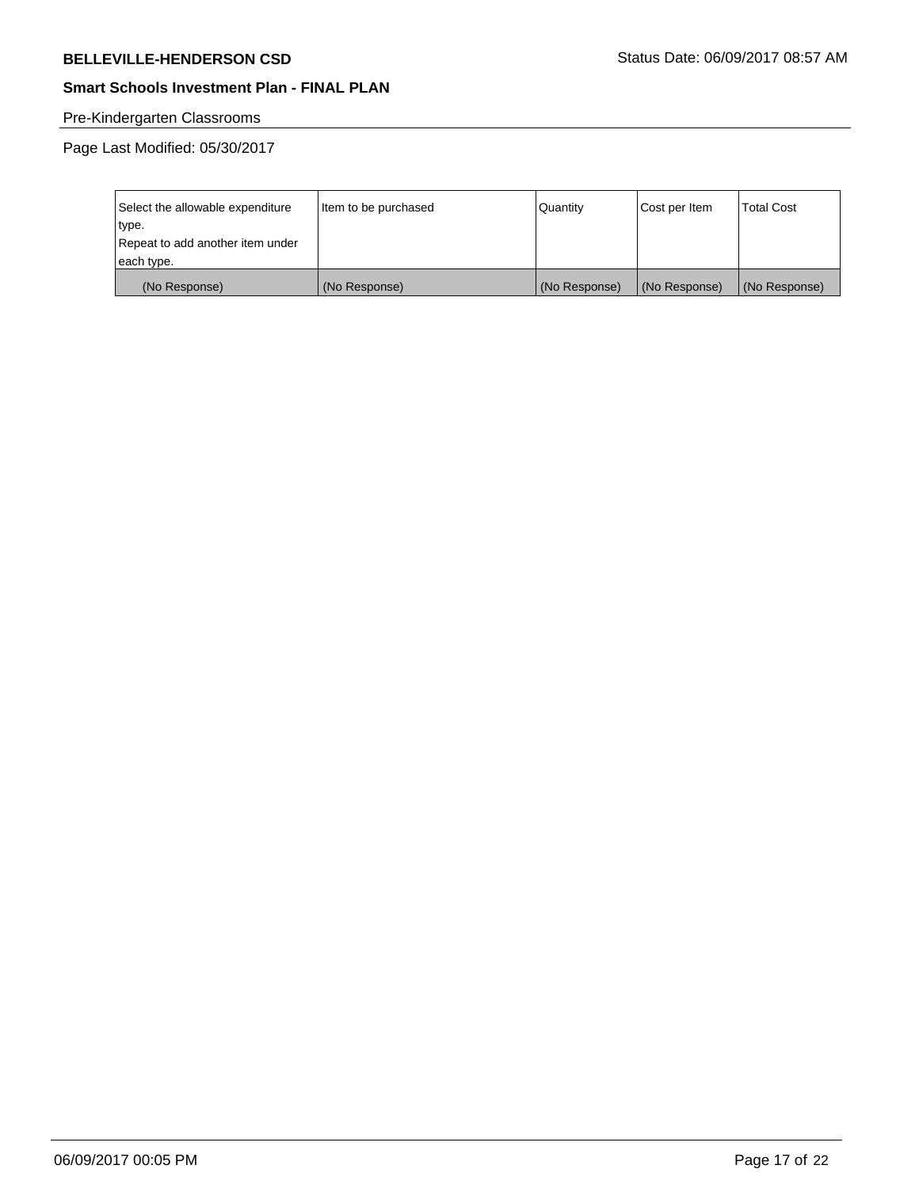Pre-Kindergarten Classrooms

Page Last Modified: 05/30/2017

| Select the allowable expenditure type. Repeat to add another item under each type. | Item to be purchased | Quantity | Cost per Item | Total Cost |
|---|---|---|---|---|
| (No Response) | (No Response) | (No Response) | (No Response) | (No Response) |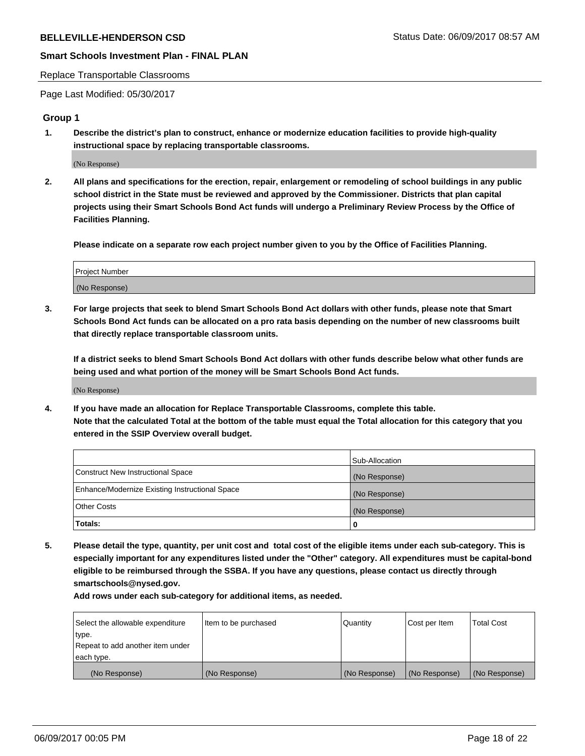Replace Transportable Classrooms

Page Last Modified: 05/30/2017

## Group 1

1. **Describe the district's plan to construct, enhance or modernize education facilities to provide high-quality instructional space by replacing transportable classrooms.**

(No Response)

2. **All plans and specifications for the erection, repair, enlargement or remodeling of school buildings in any public school district in the State must be reviewed and approved by the Commissioner. Districts that plan capital projects using their Smart Schools Bond Act funds will undergo a Preliminary Review Process by the Office of Facilities Planning.**

**Please indicate on a separate row each project number given to you by the Office of Facilities Planning.**

| Project Number |
|---|
| (No Response) |

3. **For large projects that seek to blend Smart Schools Bond Act dollars with other funds, please note that Smart Schools Bond Act funds can be allocated on a pro rata basis depending on the number of new classrooms built that directly replace transportable classroom units.**

**If a district seeks to blend Smart Schools Bond Act dollars with other funds describe below what other funds are being used and what portion of the money will be Smart Schools Bond Act funds.**

(No Response)

4. **If you have made an allocation for Replace Transportable Classrooms, complete this table. Note that the calculated Total at the bottom of the table must equal the Total allocation for this category that you entered in the SSIP Overview overall budget.**

| | Sub-Allocation |
|---|---|
| Construct New Instructional Space | (No Response) |
| Enhance/Modernize Existing Instructional Space | (No Response) |
| Other Costs | (No Response) |
| **Totals:** | **0** |

5. **Please detail the type, quantity, per unit cost and total cost of the eligible items under each sub-category. This is especially important for any expenditures listed under the "Other" category. All expenditures must be capital-bond eligible to be reimbursed through the SSBA. If you have any questions, please contact us directly through smartschools@nysed.gov.**

**Add rows under each sub-category for additional items, as needed.**

| Select the allowable expenditure type. Repeat to add another item under each type. | Item to be purchased | Quantity | Cost per Item | Total Cost |
|---|---|---|---|---|
| (No Response) | (No Response) | (No Response) | (No Response) | (No Response) |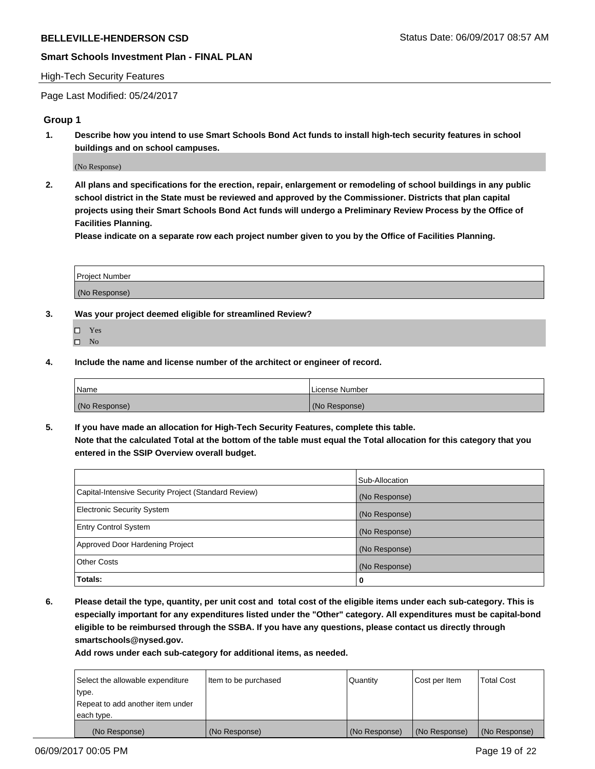High-Tech Security Features

Page Last Modified: 05/24/2017

## Group 1

**1. Describe how you intend to use Smart Schools Bond Act funds to install high-tech security features in school buildings and on school campuses.**

(No Response)

**2. All plans and specifications for the erection, repair, enlargement or remodeling of school buildings in any public school district in the State must be reviewed and approved by the Commissioner. Districts that plan capital projects using their Smart Schools Bond Act funds will undergo a Preliminary Review Process by the Office of Facilities Planning.**

**Please indicate on a separate row each project number given to you by the Office of Facilities Planning.**

| Project Number |
|---|
| (No Response) |

**3. Was your project deemed eligible for streamlined Review?**

- ☐ Yes
- ☐ No

**4. Include the name and license number of the architect or engineer of record.**

| Name | License Number |
|---|---|
| (No Response) | (No Response) |

**5. If you have made an allocation for High-Tech Security Features, complete this table.**
**Note that the calculated Total at the bottom of the table must equal the Total allocation for this category that you entered in the SSIP Overview overall budget.**

| | Sub-Allocation |
|---|---|
| Capital-Intensive Security Project (Standard Review) | (No Response) |
| Electronic Security System | (No Response) |
| Entry Control System | (No Response) |
| Approved Door Hardening Project | (No Response) |
| Other Costs | (No Response) |
| **Totals:** | **0** |

**6. Please detail the type, quantity, per unit cost and total cost of the eligible items under each sub-category. This is especially important for any expenditures listed under the "Other" category. All expenditures must be capital-bond eligible to be reimbursed through the SSBA. If you have any questions, please contact us directly through smartschools@nysed.gov.**

**Add rows under each sub-category for additional items, as needed.**

| Select the allowable expenditure type. Repeat to add another item under each type. | Item to be purchased | Quantity | Cost per Item | Total Cost |
|---|---|---|---|---|
| (No Response) | (No Response) | (No Response) | (No Response) | (No Response) |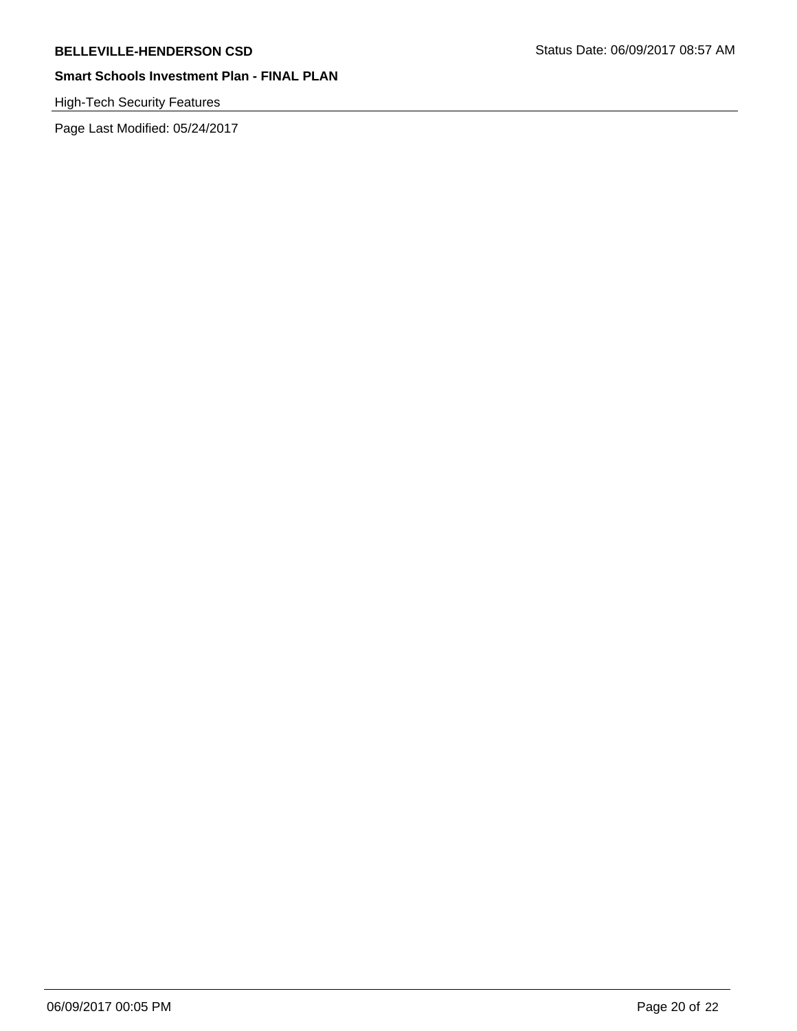High-Tech Security Features

Page Last Modified: 05/24/2017